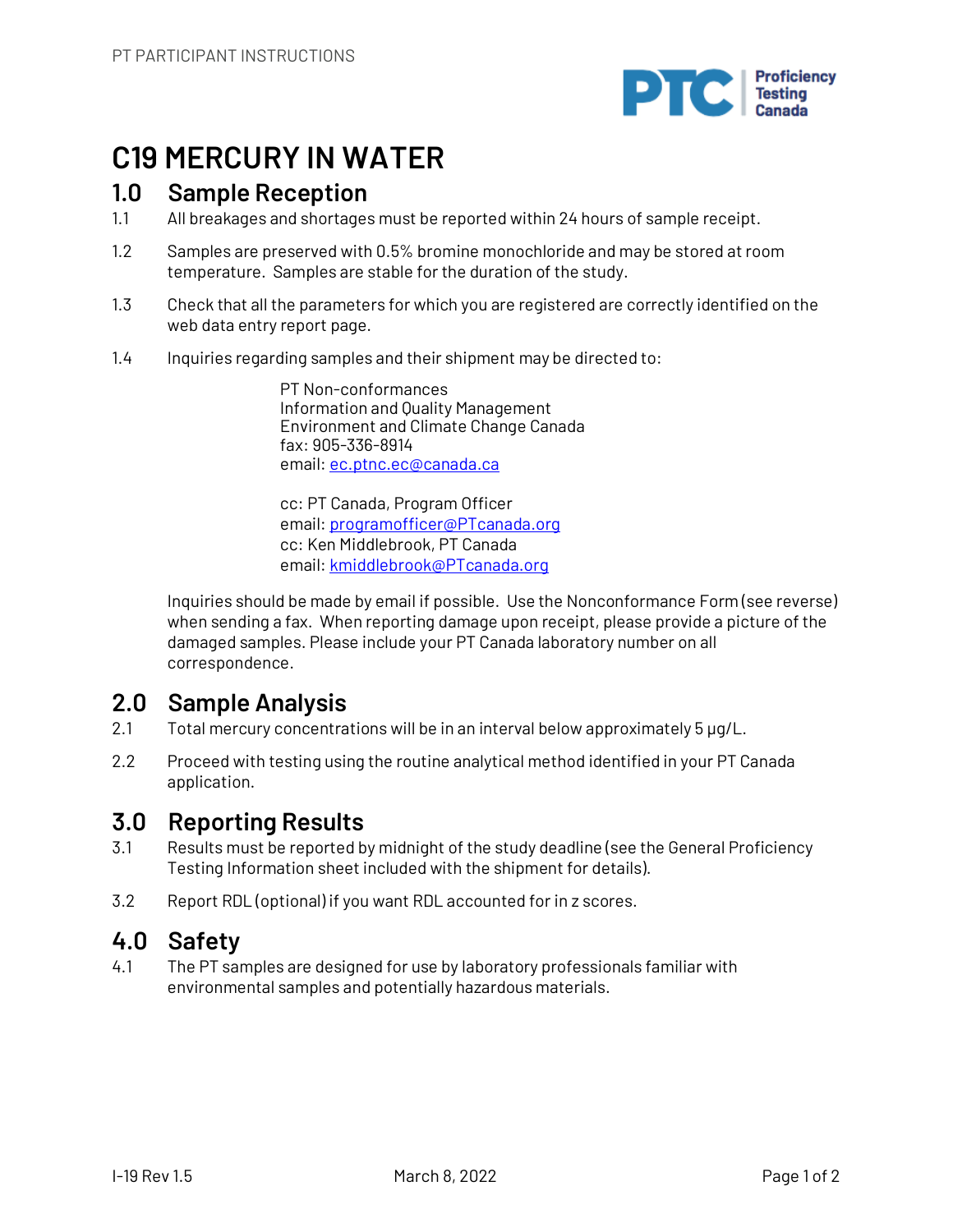# C19 MERCURY IN WATER

## 1.0 Sample Reception

1.1 All breakages and shortages must be reported within 24 hours of sample receipt.

1.2 Samples are preserved with 0.5% bromine monochloride and may be stored at room temperature. Samples are stable for the duration of the study.

1.3 Check that all the parameters for which you are registered are correctly identified on the web data entry report page.

1.4 Inquiries regarding samples and their shipment may be directed to:

> PT Non-conformances
> Information and Quality Management
> Environment and Climate Change Canada
> fax: 905-336-8914
> email: ec.ptnc.ec@canada.ca
>
> cc: PT Canada, Program Officer
> email: programofficer@PTcanada.org
> cc: Ken Middlebrook, PT Canada
> email: kmiddlebrook@PTcanada.org

Inquiries should be made by email if possible. Use the Nonconformance Form (see reverse) when sending a fax. When reporting damage upon receipt, please provide a picture of the damaged samples. Please include your PT Canada laboratory number on all correspondence.

## 2.0 Sample Analysis

2.1 Total mercury concentrations will be in an interval below approximately 5 µg/L.

2.2 Proceed with testing using the routine analytical method identified in your PT Canada application.

## 3.0 Reporting Results

3.1 Results must be reported by midnight of the study deadline (see the General Proficiency Testing Information sheet included with the shipment for details).

3.2 Report RDL (optional) if you want RDL accounted for in z scores.

## 4.0 Safety

4.1 The PT samples are designed for use by laboratory professionals familiar with environmental samples and potentially hazardous materials.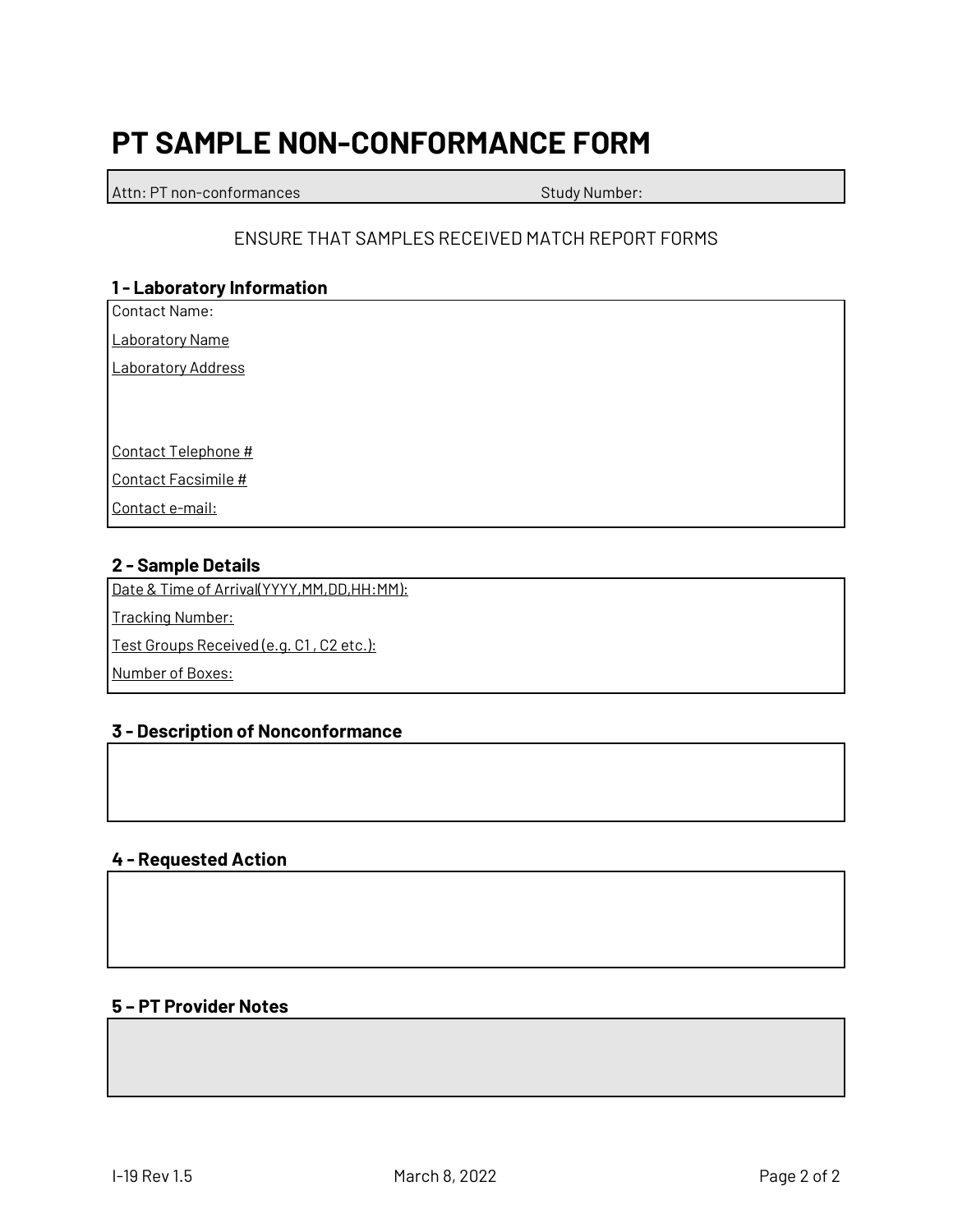# PT SAMPLE NON-CONFORMANCE FORM

Attn: PT non-conformances Study Number:

ENSURE THAT SAMPLES RECEIVED MATCH REPORT FORMS

## 1 - Laboratory Information

Contact Name:

Laboratory Name

Laboratory Address

Contact Telephone #

Contact Facsimile #

Contact e-mail:

## 2 - Sample Details

Date & Time of Arrival(YYYY,MM,DD,HH:MM):

Tracking Number:

Test Groups Received (e.g. C1 , C2 etc.):

Number of Boxes:

## 3 - Description of Nonconformance

## 4 - Requested Action

## 5 – PT Provider Notes

I-19 Rev 1.5 March 8, 2022